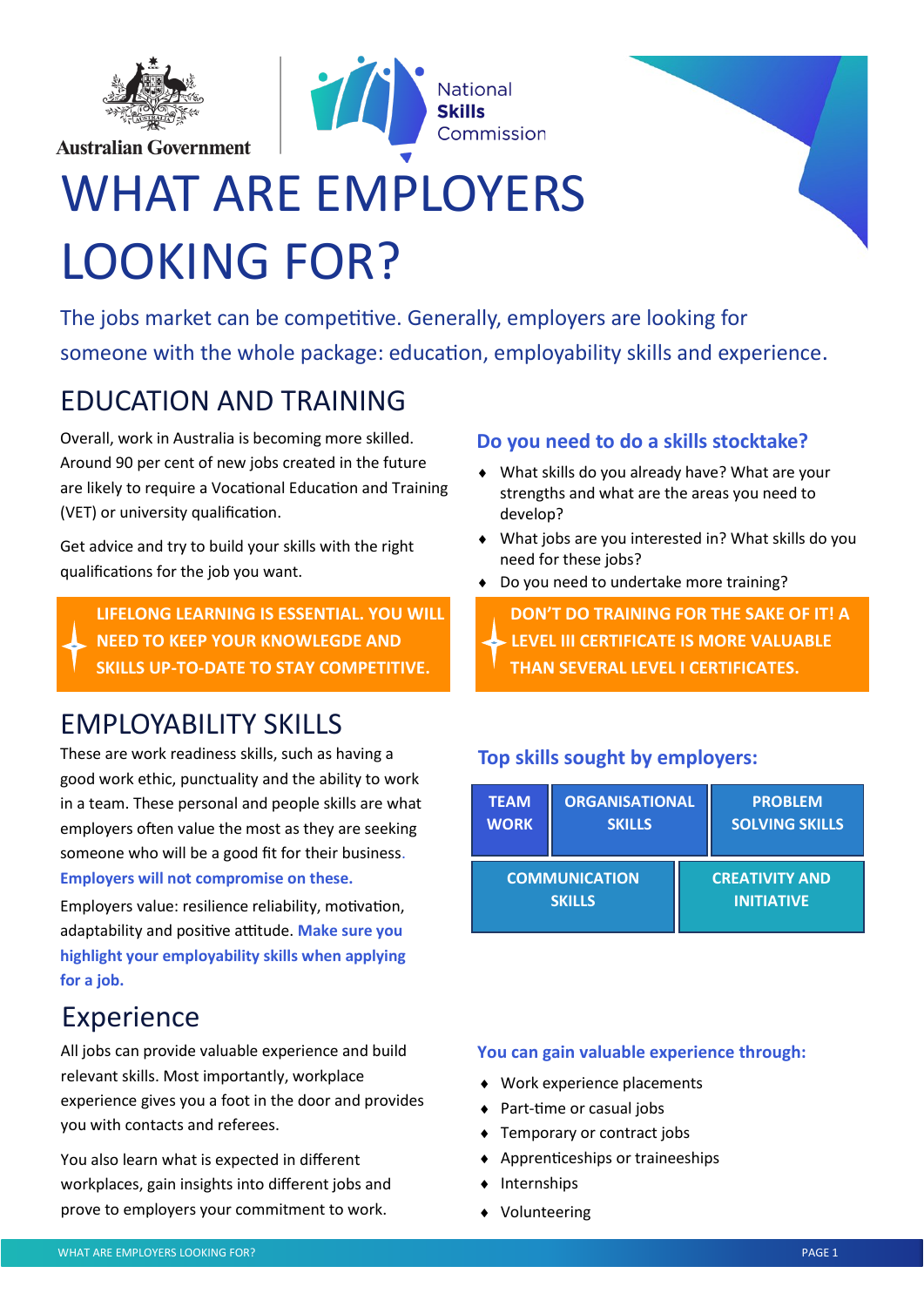Australian Government

National **Skills** Commission

# WHAT ARE EMPLOYERS LOOKING FOR?

The jobs market can be competitive. Generally, employers are looking for someone with the whole package: education, employability skills and experience.

## EDUCATION AND TRAINING

Overall, work in Australia is becoming more skilled. Around 90 per cent of new jobs created in the future are likely to require a Vocational Education and Training (VET) or university qualification.

Get advice and try to build your skills with the right qualifications for the job you want.

**LIFELONG LEARNING IS ESSENTIAL. YOU WILL NEED TO KEEP YOUR KNOWLEGDE AND SKILLS UP-TO-DATE TO STAY COMPETITIVE.**

### Do you need to do a skills stocktake?

- What skills do you already have? What are your strengths and what are the areas you need to develop?
- What jobs are you interested in? What skills do you need for these jobs?
- Do you need to undertake more training?

**DON'T DO TRAINING FOR THE SAKE OF IT! A LEVEL III CERTIFICATE IS MORE VALUABLE THAN SEVERAL LEVEL I CERTIFICATES.**

## EMPLOYABILITY SKILLS

These are work readiness skills, such as having a good work ethic, punctuality and the ability to work in a team. These personal and people skills are what employers often value the most as they are seeking someone who will be a good fit for their business. **Employers will not compromise on these.**

Employers value: resilience reliability, motivation, adaptability and positive attitude. **Make sure you highlight your employability skills when applying for a job.**

### Top skills sought by employers:

- TEAM WORK
- ORGANISATIONAL SKILLS
- PROBLEM SOLVING SKILLS
- COMMUNICATION SKILLS
- CREATIVITY AND INITIATIVE

## Experience

All jobs can provide valuable experience and build relevant skills. Most importantly, workplace experience gives you a foot in the door and provides you with contacts and referees.

You also learn what is expected in different workplaces, gain insights into different jobs and prove to employers your commitment to work.

### You can gain valuable experience through:

- Work experience placements
- Part-time or casual jobs
- Temporary or contract jobs
- Apprenticeships or traineeships
- Internships
- Volunteering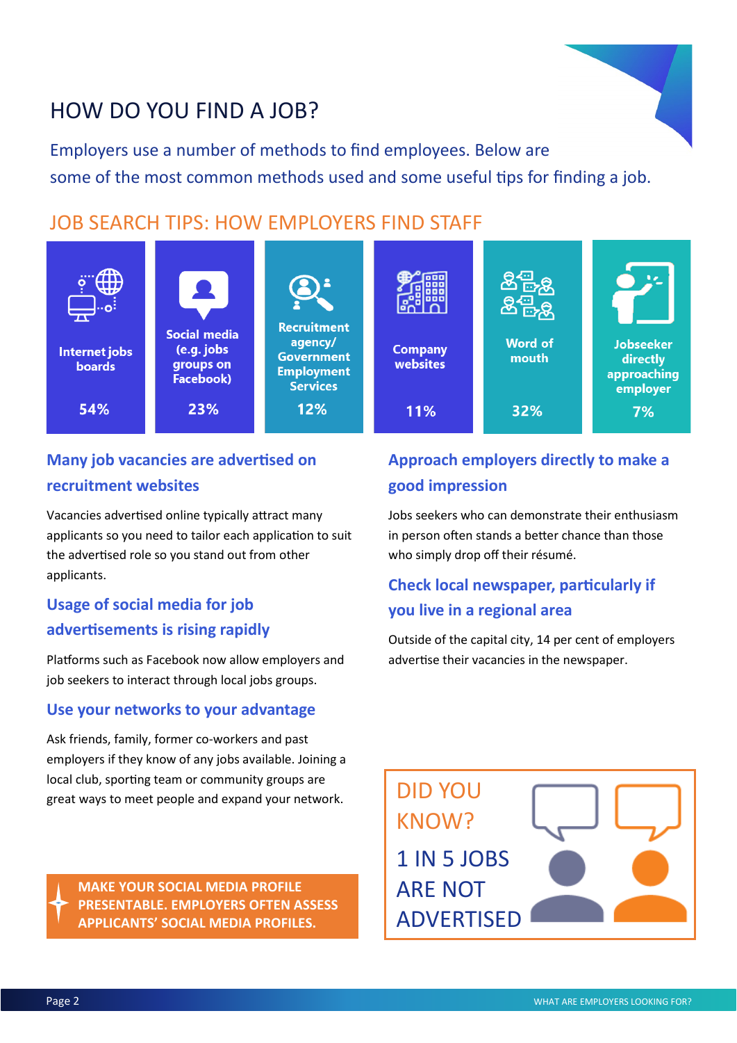# HOW DO YOU FIND A JOB?

Employers use a number of methods to find employees. Below are some of the most common methods used and some useful tips for finding a job.

## JOB SEARCH TIPS: HOW EMPLOYERS FIND STAFF

| Method | Percentage |
|---|---|
| Internet jobs boards | 54% |
| Social media (e.g. jobs groups on Facebook) | 23% |
| Recruitment agency/ Government Employment Services | 12% |
| Company websites | 11% |
| Word of mouth | 32% |
| Jobseeker directly approaching employer | 7% |

### Many job vacancies are advertised on recruitment websites

Vacancies advertised online typically attract many applicants so you need to tailor each application to suit the advertised role so you stand out from other applicants.

### Usage of social media for job advertisements is rising rapidly

Platforms such as Facebook now allow employers and job seekers to interact through local jobs groups.

### Use your networks to your advantage

Ask friends, family, former co-workers and past employers if they know of any jobs available. Joining a local club, sporting team or community groups are great ways to meet people and expand your network.

### Approach employers directly to make a good impression

Jobs seekers who can demonstrate their enthusiasm in person often stands a better chance than those who simply drop off their résumé.

### Check local newspaper, particularly if you live in a regional area

Outside of the capital city, 14 per cent of employers advertise their vacancies in the newspaper.

**MAKE YOUR SOCIAL MEDIA PROFILE PRESENTABLE. EMPLOYERS OFTEN ASSESS APPLICANTS' SOCIAL MEDIA PROFILES.**

DID YOU KNOW?

1 IN 5 JOBS ARE NOT ADVERTISED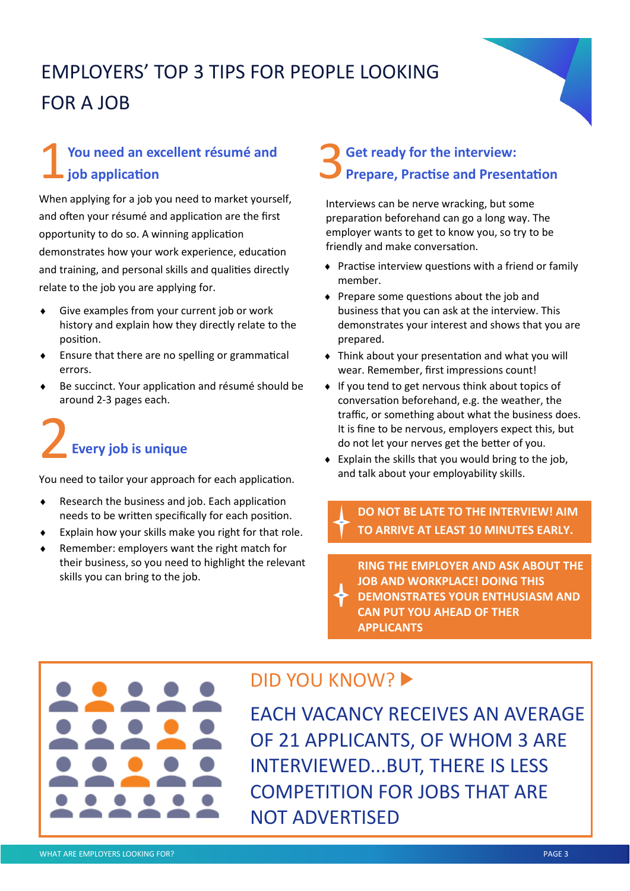# EMPLOYERS' TOP 3 TIPS FOR PEOPLE LOOKING FOR A JOB

## 1 You need an excellent résumé and job application

When applying for a job you need to market yourself, and often your résumé and application are the first opportunity to do so. A winning application demonstrates how your work experience, education and training, and personal skills and qualities directly relate to the job you are applying for.

- Give examples from your current job or work history and explain how they directly relate to the position.
- Ensure that there are no spelling or grammatical errors.
- Be succinct. Your application and résumé should be around 2-3 pages each.

## 2 Every job is unique

You need to tailor your approach for each application.

- Research the business and job. Each application needs to be written specifically for each position.
- Explain how your skills make you right for that role.
- Remember: employers want the right match for their business, so you need to highlight the relevant skills you can bring to the job.

## 3 Get ready for the interview: Prepare, Practise and Presentation

Interviews can be nerve wracking, but some preparation beforehand can go a long way. The employer wants to get to know you, so try to be friendly and make conversation.

- Practise interview questions with a friend or family member.
- Prepare some questions about the job and business that you can ask at the interview. This demonstrates your interest and shows that you are prepared.
- Think about your presentation and what you will wear. Remember, first impressions count!
- If you tend to get nervous think about topics of conversation beforehand, e.g. the weather, the traffic, or something about what the business does. It is fine to be nervous, employers expect this, but do not let your nerves get the better of you.
- Explain the skills that you would bring to the job, and talk about your employability skills.

**DO NOT BE LATE TO THE INTERVIEW! AIM TO ARRIVE AT LEAST 10 MINUTES EARLY.**

**RING THE EMPLOYER AND ASK ABOUT THE JOB AND WORKPLACE! DOING THIS DEMONSTRATES YOUR ENTHUSIASM AND CAN PUT YOU AHEAD OF THER APPLICANTS**

## DID YOU KNOW?

EACH VACANCY RECEIVES AN AVERAGE OF 21 APPLICANTS, OF WHOM 3 ARE INTERVIEWED...BUT, THERE IS LESS COMPETITION FOR JOBS THAT ARE NOT ADVERTISED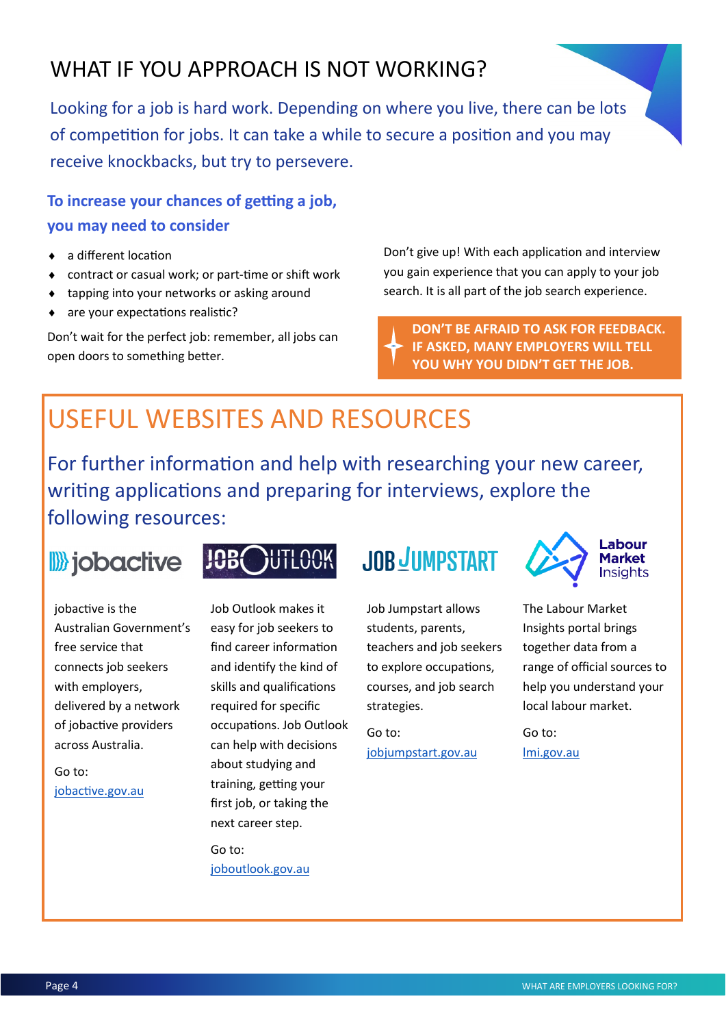# WHAT IF YOU APPROACH IS NOT WORKING?

Looking for a job is hard work. Depending on where you live, there can be lots of competition for jobs. It can take a while to secure a position and you may receive knockbacks, but try to persevere.

### To increase your chances of getting a job, you may need to consider

- a different location
- contract or casual work; or part-time or shift work
- tapping into your networks or asking around
- are your expectations realistic?

Don't wait for the perfect job: remember, all jobs can open doors to something better.

Don't give up! With each application and interview you gain experience that you can apply to your job search. It is all part of the job search experience.

**DON'T BE AFRAID TO ASK FOR FEEDBACK. IF ASKED, MANY EMPLOYERS WILL TELL YOU WHY YOU DIDN'T GET THE JOB.**

## USEFUL WEBSITES AND RESOURCES

For further information and help with researching your new career, writing applications and preparing for interviews, explore the following resources:

### jobactive

jobactive is the Australian Government's free service that connects job seekers with employers, delivered by a network of jobactive providers across Australia.

Go to: jobactive.gov.au

### JOB OUTLOOK

Job Outlook makes it easy for job seekers to find career information and identify the kind of skills and qualifications required for specific occupations. Job Outlook can help with decisions about studying and training, getting your first job, or taking the next career step.

Go to: joboutlook.gov.au

### JOB JUMPSTART

Job Jumpstart allows students, parents, teachers and job seekers to explore occupations, courses, and job search strategies.

Go to: jobjumpstart.gov.au

### Labour Market Insights

The Labour Market Insights portal brings together data from a range of official sources to help you understand your local labour market.

Go to: lmi.gov.au